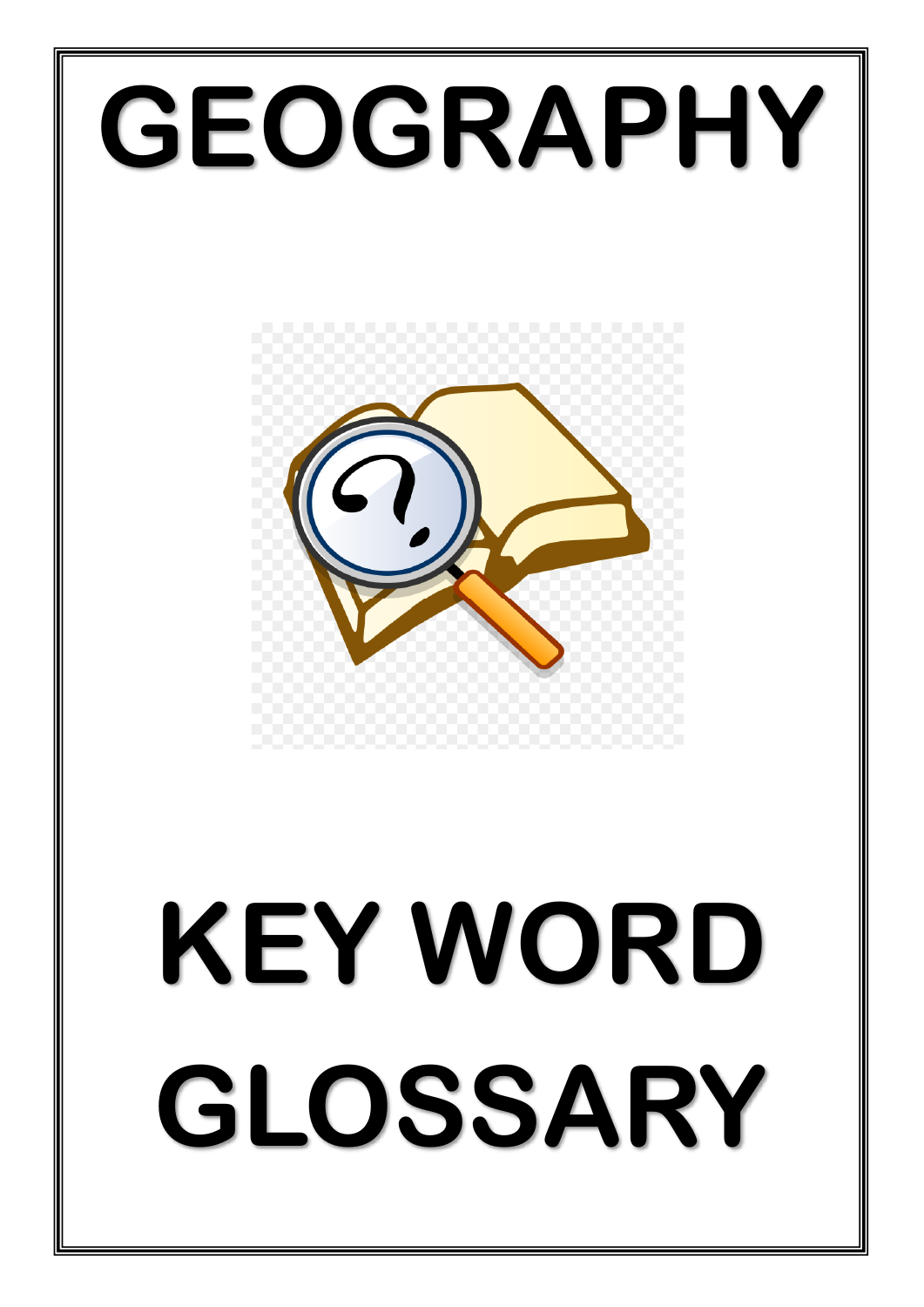# GEOGRAPHY

# KEY WORD GLOSSARY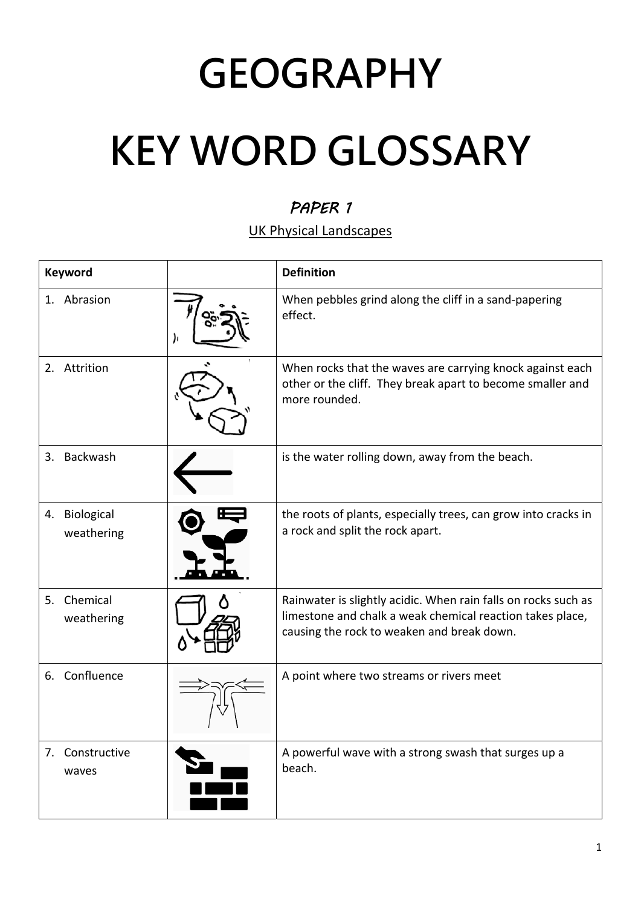# GEOGRAPHY

# KEY WORD GLOSSARY

### PAPER 1

UK Physical Landscapes

| Keyword | | Definition |
|---|---|---|
| 1. Abrasion | | When pebbles grind along the cliff in a sand-papering effect. |
| 2. Attrition | | When rocks that the waves are carrying knock against each other or the cliff. They break apart to become smaller and more rounded. |
| 3. Backwash | | is the water rolling down, away from the beach. |
| 4. Biological weathering | | the roots of plants, especially trees, can grow into cracks in a rock and split the rock apart. |
| 5. Chemical weathering | | Rainwater is slightly acidic. When rain falls on rocks such as limestone and chalk a weak chemical reaction takes place, causing the rock to weaken and break down. |
| 6. Confluence | | A point where two streams or rivers meet |
| 7. Constructive waves | | A powerful wave with a strong swash that surges up a beach. |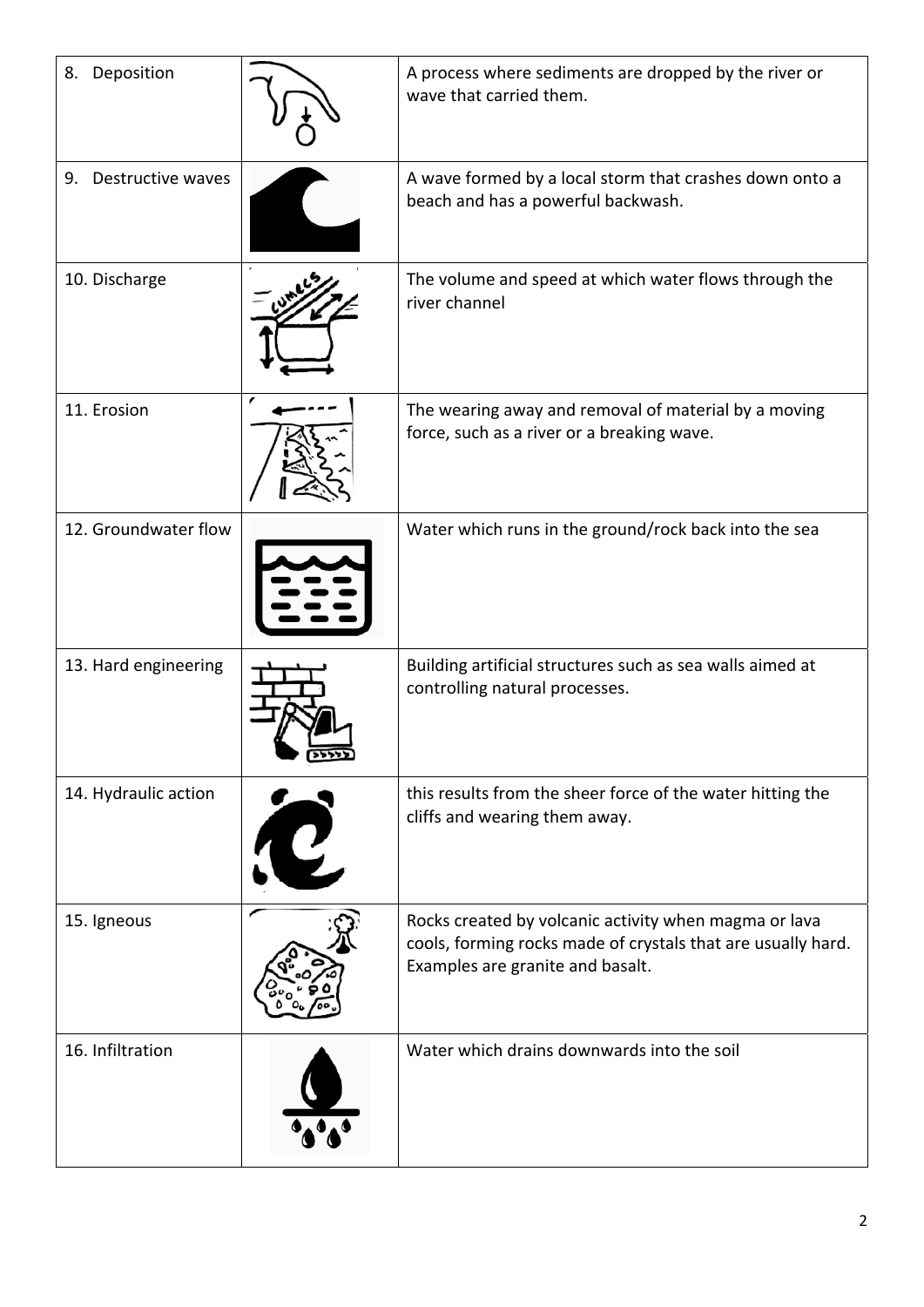| | | |
|---|---|---|
| 8. Deposition | | A process where sediments are dropped by the river or wave that carried them. |
| 9. Destructive waves | | A wave formed by a local storm that crashes down onto a beach and has a powerful backwash. |
| 10. Discharge | | The volume and speed at which water flows through the river channel |
| 11. Erosion | | The wearing away and removal of material by a moving force, such as a river or a breaking wave. |
| 12. Groundwater flow | | Water which runs in the ground/rock back into the sea |
| 13. Hard engineering | | Building artificial structures such as sea walls aimed at controlling natural processes. |
| 14. Hydraulic action | | this results from the sheer force of the water hitting the cliffs and wearing them away. |
| 15. Igneous | | Rocks created by volcanic activity when magma or lava cools, forming rocks made of crystals that are usually hard. Examples are granite and basalt. |
| 16. Infiltration | | Water which drains downwards into the soil |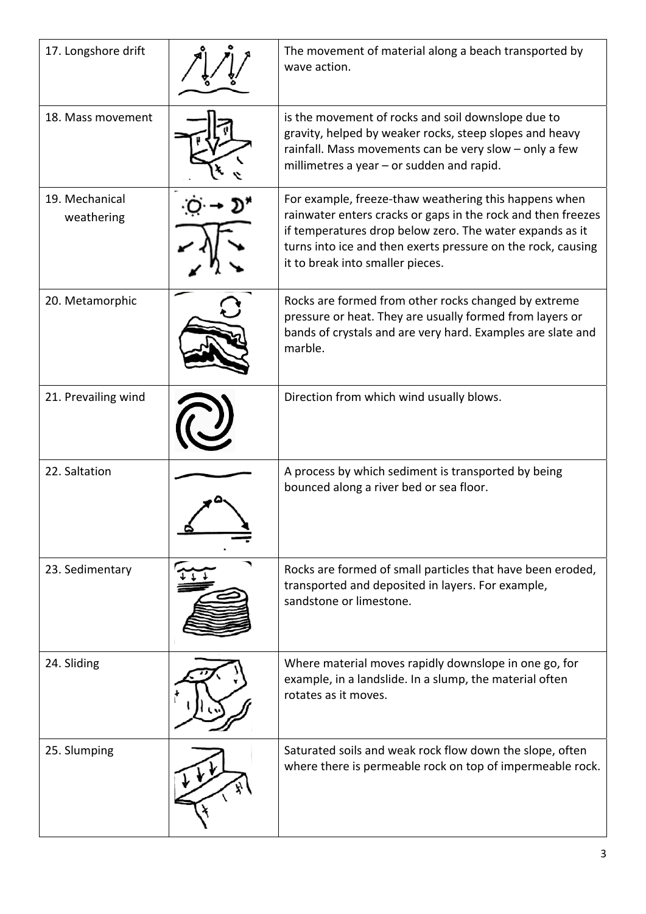| | | |
|---|---|---|
| 17. Longshore drift | | The movement of material along a beach transported by wave action. |
| 18. Mass movement | | is the movement of rocks and soil downslope due to gravity, helped by weaker rocks, steep slopes and heavy rainfall. Mass movements can be very slow – only a few millimetres a year – or sudden and rapid. |
| 19. Mechanical weathering | | For example, freeze-thaw weathering this happens when rainwater enters cracks or gaps in the rock and then freezes if temperatures drop below zero. The water expands as it turns into ice and then exerts pressure on the rock, causing it to break into smaller pieces. |
| 20. Metamorphic | | Rocks are formed from other rocks changed by extreme pressure or heat. They are usually formed from layers or bands of crystals and are very hard. Examples are slate and marble. |
| 21. Prevailing wind | | Direction from which wind usually blows. |
| 22. Saltation | | A process by which sediment is transported by being bounced along a river bed or sea floor. |
| 23. Sedimentary | | Rocks are formed of small particles that have been eroded, transported and deposited in layers. For example, sandstone or limestone. |
| 24. Sliding | | Where material moves rapidly downslope in one go, for example, in a landslide. In a slump, the material often rotates as it moves. |
| 25. Slumping | | Saturated soils and weak rock flow down the slope, often where there is permeable rock on top of impermeable rock. |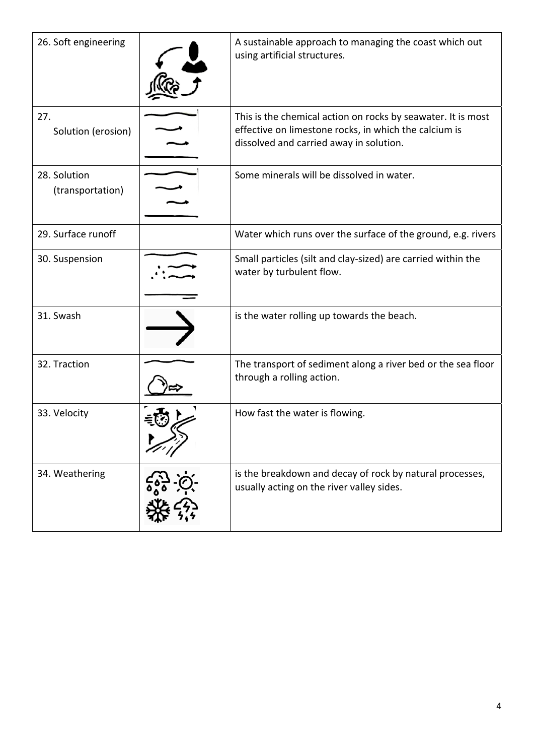| | | |
|---|---|---|
| 26. Soft engineering | | A sustainable approach to managing the coast which out using artificial structures. |
| 27. Solution (erosion) | | This is the chemical action on rocks by seawater. It is most effective on limestone rocks, in which the calcium is dissolved and carried away in solution. |
| 28. Solution (transportation) | | Some minerals will be dissolved in water. |
| 29. Surface runoff | | Water which runs over the surface of the ground, e.g. rivers |
| 30. Suspension | | Small particles (silt and clay-sized) are carried within the water by turbulent flow. |
| 31. Swash | | is the water rolling up towards the beach. |
| 32. Traction | | The transport of sediment along a river bed or the sea floor through a rolling action. |
| 33. Velocity | | How fast the water is flowing. |
| 34. Weathering | | is the breakdown and decay of rock by natural processes, usually acting on the river valley sides. |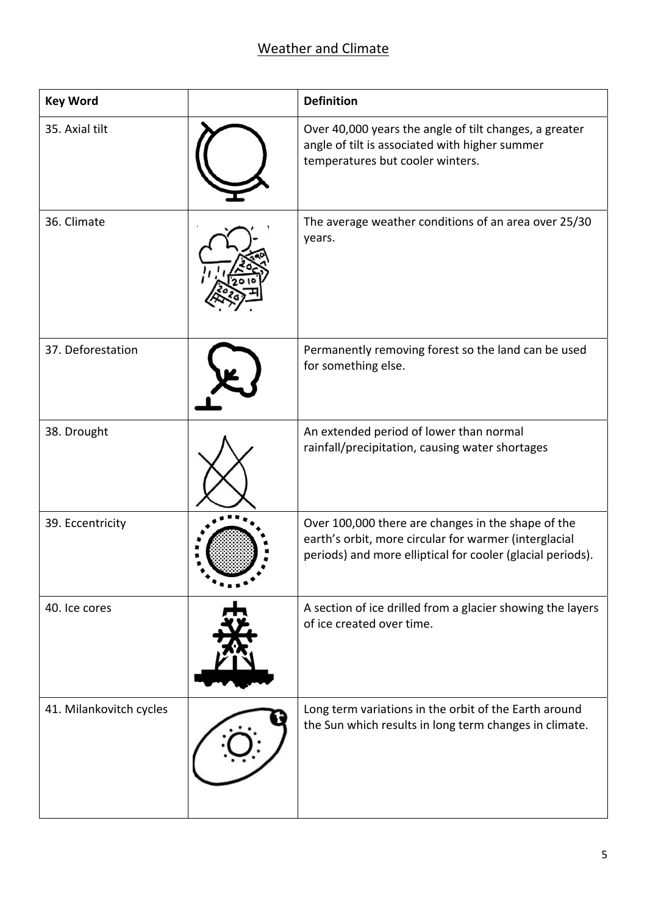## Weather and Climate

| Key Word | | Definition |
|---|---|---|
| 35. Axial tilt | | Over 40,000 years the angle of tilt changes, a greater angle of tilt is associated with higher summer temperatures but cooler winters. |
| 36. Climate | | The average weather conditions of an area over 25/30 years. |
| 37. Deforestation | | Permanently removing forest so the land can be used for something else. |
| 38. Drought | | An extended period of lower than normal rainfall/precipitation, causing water shortages |
| 39. Eccentricity | | Over 100,000 there are changes in the shape of the earth's orbit, more circular for warmer (interglacial periods) and more elliptical for cooler (glacial periods). |
| 40. Ice cores | | A section of ice drilled from a glacier showing the layers of ice created over time. |
| 41. Milankovitch cycles | | Long term variations in the orbit of the Earth around the Sun which results in long term changes in climate. |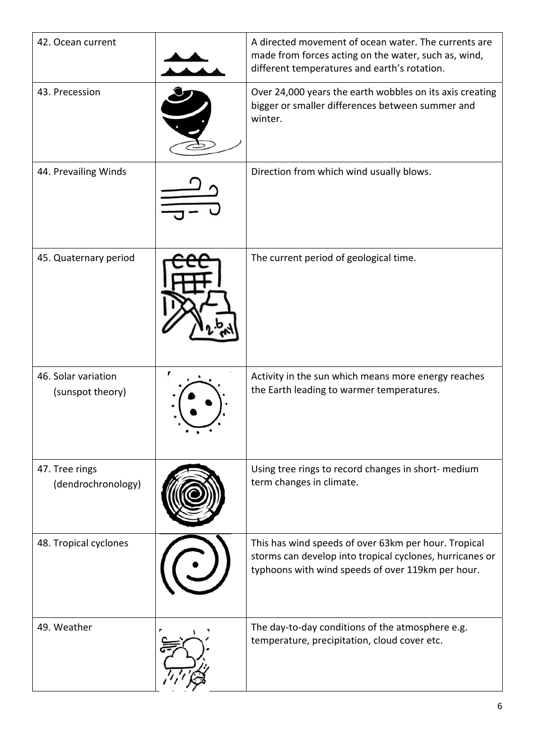| | | |
|---|---|---|
| 42. Ocean current | | A directed movement of ocean water. The currents are made from forces acting on the water, such as, wind, different temperatures and earth's rotation. |
| 43. Precession | | Over 24,000 years the earth wobbles on its axis creating bigger or smaller differences between summer and winter. |
| 44. Prevailing Winds | | Direction from which wind usually blows. |
| 45. Quaternary period | | The current period of geological time. |
| 46. Solar variation (sunspot theory) | | Activity in the sun which means more energy reaches the Earth leading to warmer temperatures. |
| 47. Tree rings (dendrochronology) | | Using tree rings to record changes in short- medium term changes in climate. |
| 48. Tropical cyclones | | This has wind speeds of over 63km per hour. Tropical storms can develop into tropical cyclones, hurricanes or typhoons with wind speeds of over 119km per hour. |
| 49. Weather | | The day-to-day conditions of the atmosphere e.g. temperature, precipitation, cloud cover etc. |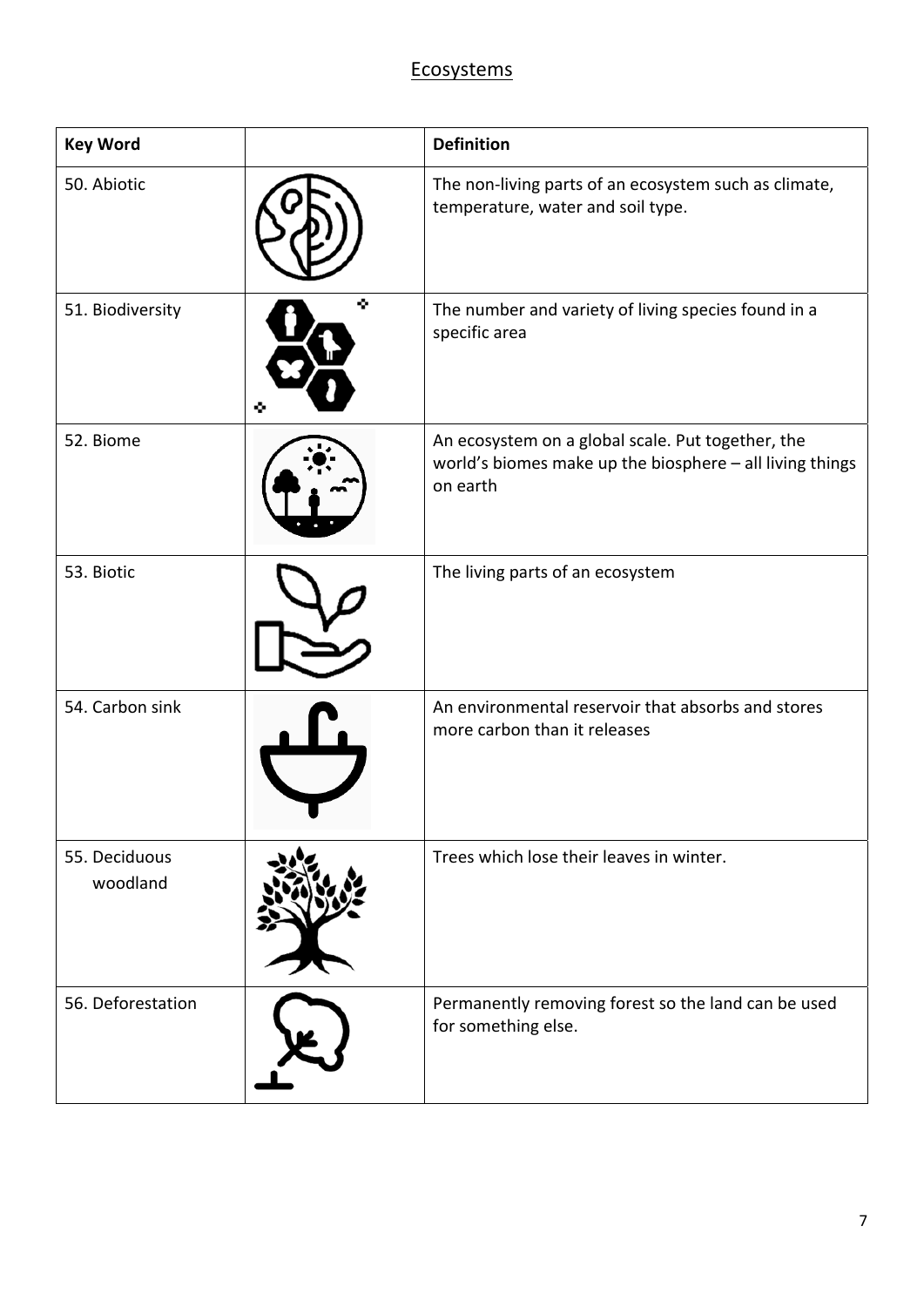## Ecosystems

| Key Word | | Definition |
|---|---|---|
| 50. Abiotic | | The non-living parts of an ecosystem such as climate, temperature, water and soil type. |
| 51. Biodiversity | | The number and variety of living species found in a specific area |
| 52. Biome | | An ecosystem on a global scale. Put together, the world's biomes make up the biosphere – all living things on earth |
| 53. Biotic | | The living parts of an ecosystem |
| 54. Carbon sink | | An environmental reservoir that absorbs and stores more carbon than it releases |
| 55. Deciduous woodland | | Trees which lose their leaves in winter. |
| 56. Deforestation | | Permanently removing forest so the land can be used for something else. |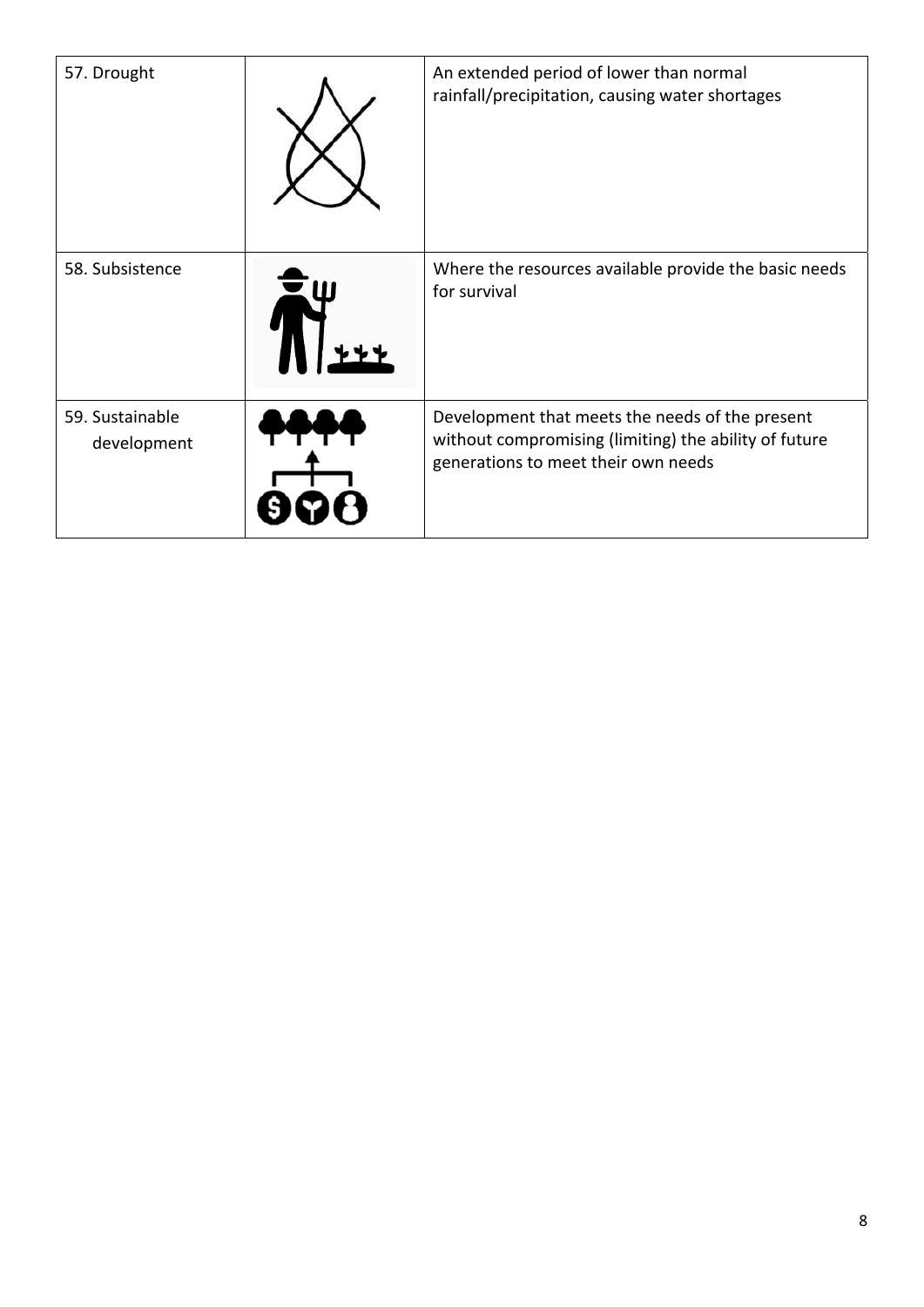| | | |
|---|---|---|
| 57. Drought | | An extended period of lower than normal rainfall/precipitation, causing water shortages |
| 58. Subsistence | | Where the resources available provide the basic needs for survival |
| 59. Sustainable development | | Development that meets the needs of the present without compromising (limiting) the ability of future generations to meet their own needs |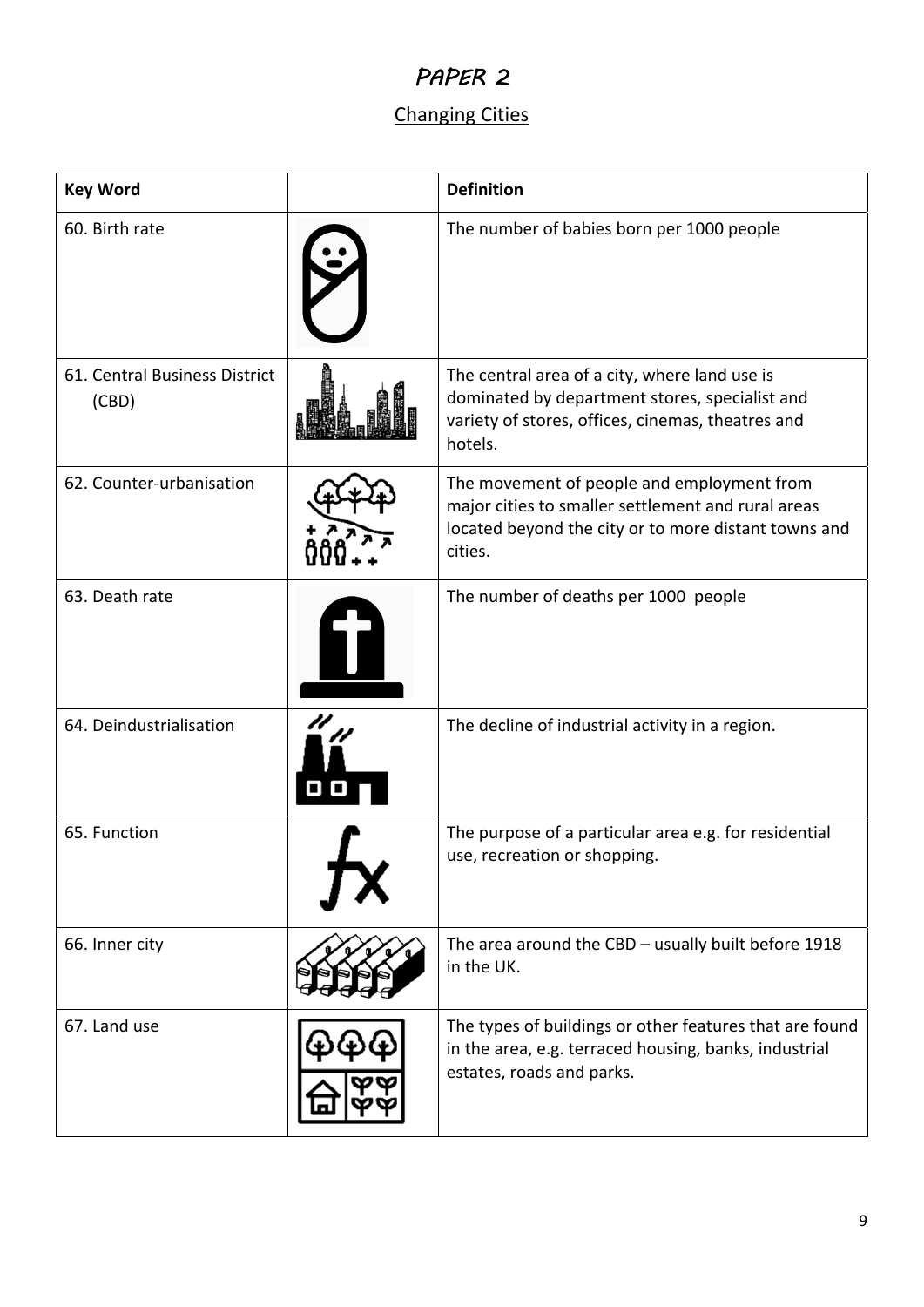# PAPER 2

## Changing Cities

| Key Word | | Definition |
|---|---|---|
| 60. Birth rate | | The number of babies born per 1000 people |
| 61. Central Business District (CBD) | | The central area of a city, where land use is dominated by department stores, specialist and variety of stores, offices, cinemas, theatres and hotels. |
| 62. Counter-urbanisation | | The movement of people and employment from major cities to smaller settlement and rural areas located beyond the city or to more distant towns and cities. |
| 63. Death rate | | The number of deaths per 1000 people |
| 64. Deindustrialisation | | The decline of industrial activity in a region. |
| 65. Function | | The purpose of a particular area e.g. for residential use, recreation or shopping. |
| 66. Inner city | | The area around the CBD – usually built before 1918 in the UK. |
| 67. Land use | | The types of buildings or other features that are found in the area, e.g. terraced housing, banks, industrial estates, roads and parks. |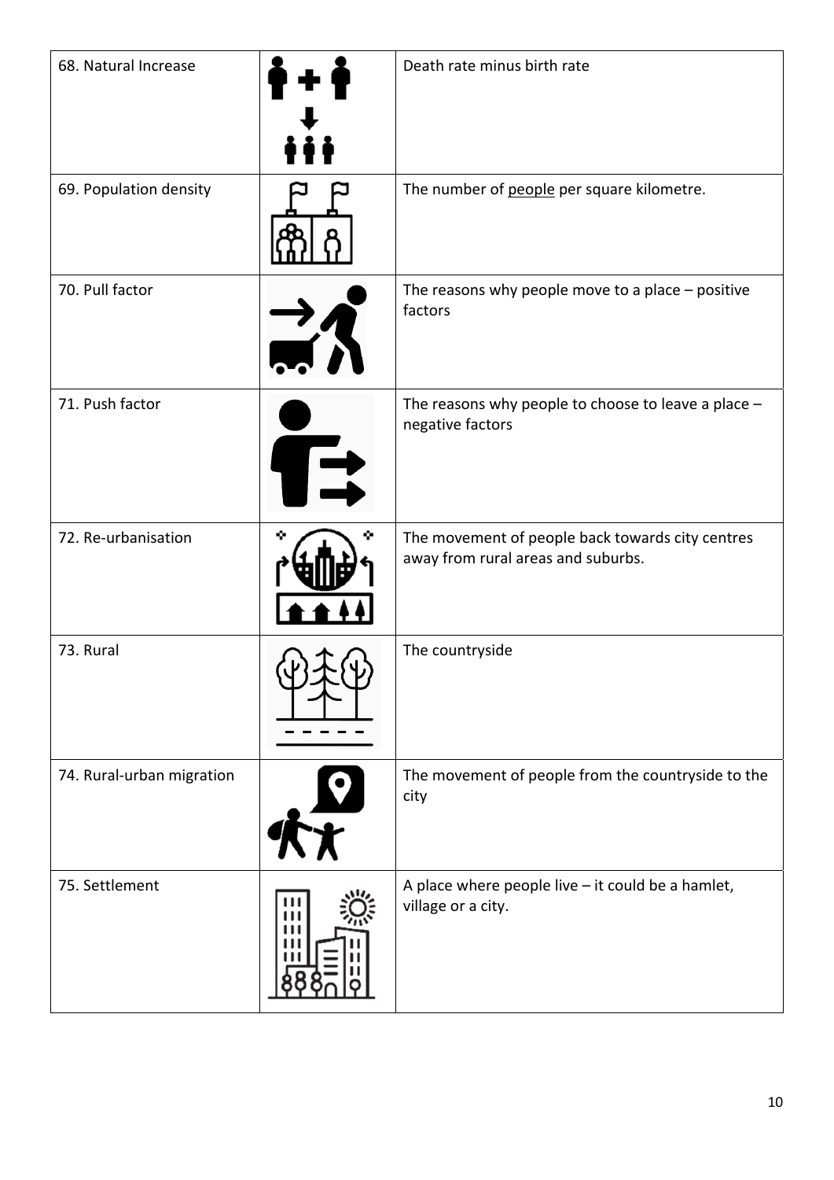| | | |
|---|---|---|
| 68. Natural Increase | | Death rate minus birth rate |
| 69. Population density | | The number of people per square kilometre. |
| 70. Pull factor | | The reasons why people move to a place – positive factors |
| 71. Push factor | | The reasons why people to choose to leave a place – negative factors |
| 72. Re-urbanisation | | The movement of people back towards city centres away from rural areas and suburbs. |
| 73. Rural | | The countryside |
| 74. Rural-urban migration | | The movement of people from the countryside to the city |
| 75. Settlement | | A place where people live – it could be a hamlet, village or a city. |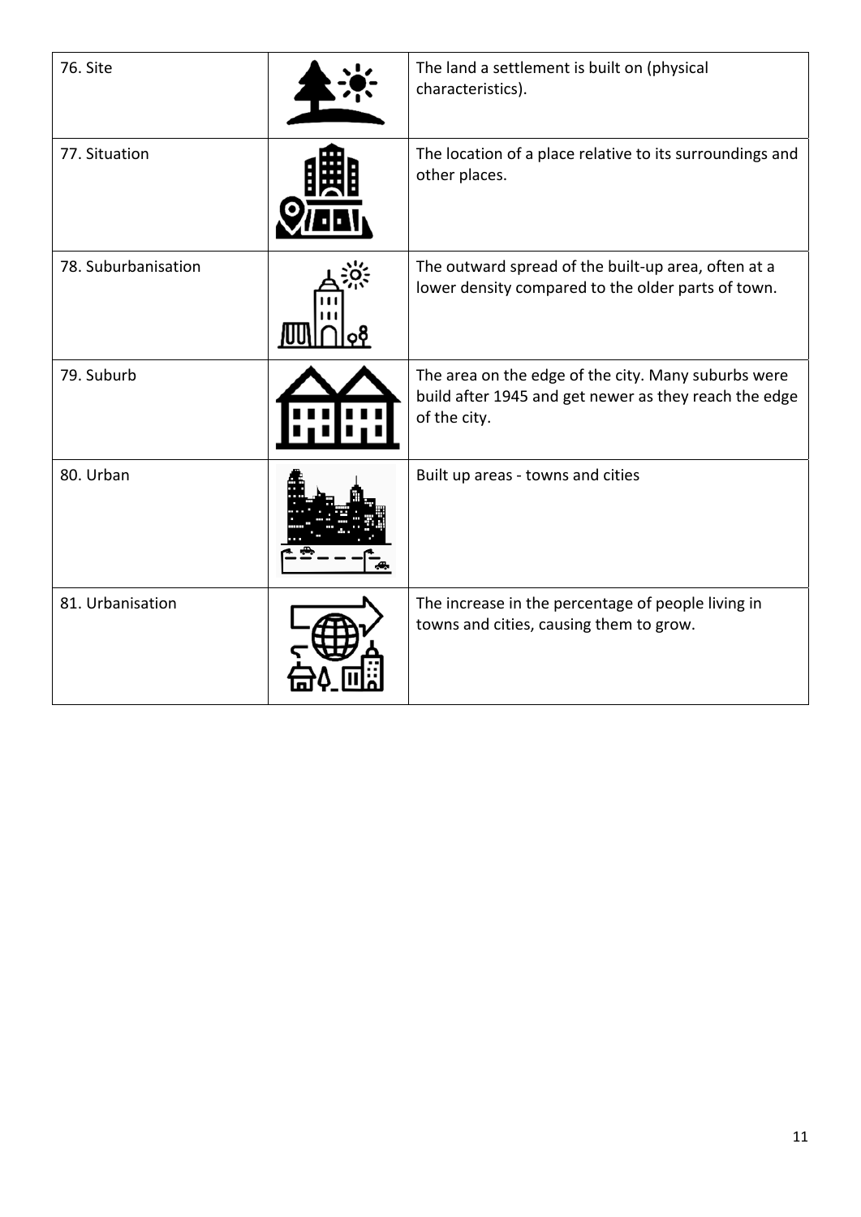| | | |
|---|---|---|
| 76. Site | | The land a settlement is built on (physical characteristics). |
| 77. Situation | | The location of a place relative to its surroundings and other places. |
| 78. Suburbanisation | | The outward spread of the built-up area, often at a lower density compared to the older parts of town. |
| 79. Suburb | | The area on the edge of the city. Many suburbs were build after 1945 and get newer as they reach the edge of the city. |
| 80. Urban | | Built up areas - towns and cities |
| 81. Urbanisation | | The increase in the percentage of people living in towns and cities, causing them to grow. |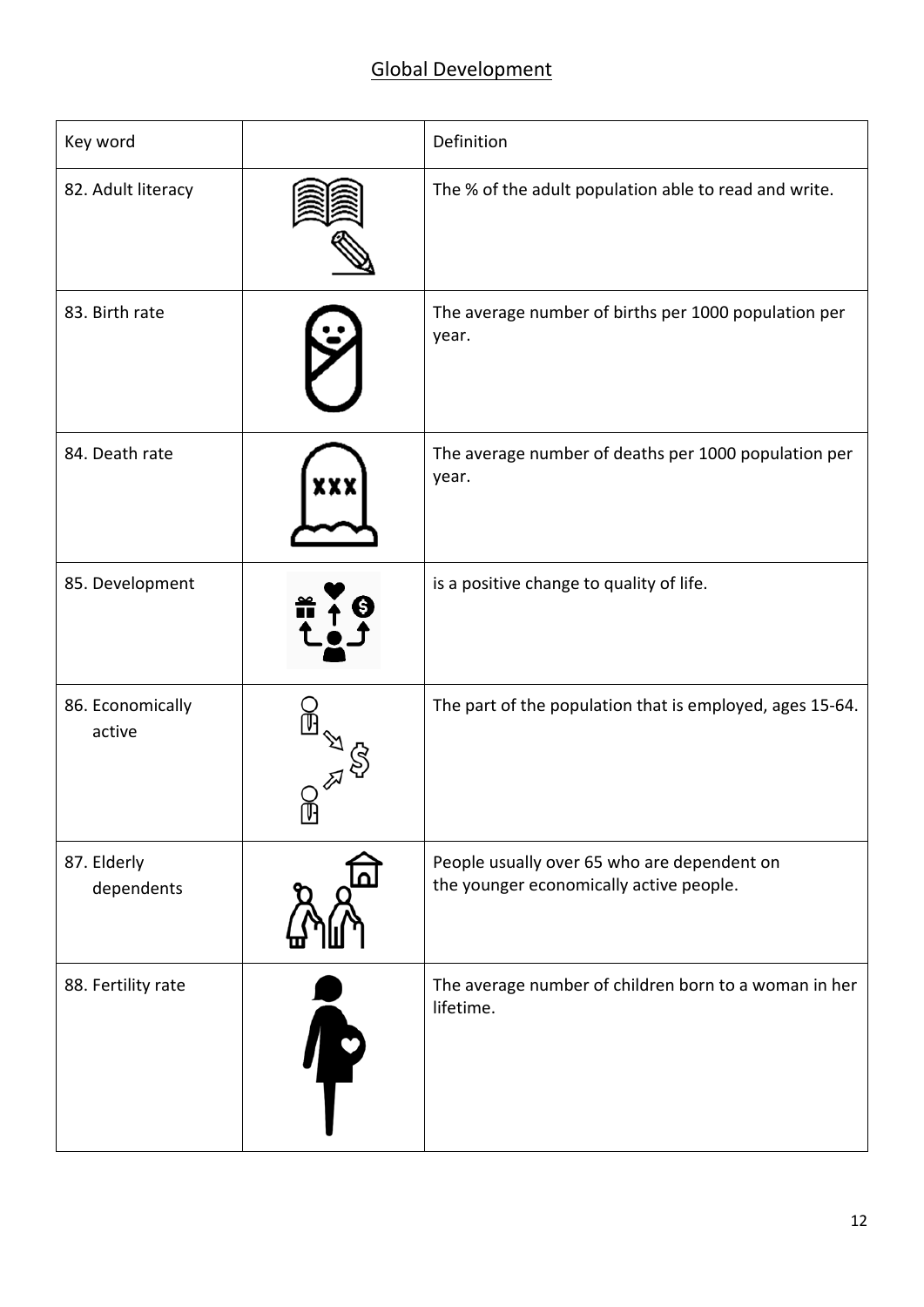# Global Development

| Key word | | Definition |
|---|---|---|
| 82. Adult literacy | | The % of the adult population able to read and write. |
| 83. Birth rate | | The average number of births per 1000 population per year. |
| 84. Death rate | | The average number of deaths per 1000 population per year. |
| 85. Development | | is a positive change to quality of life. |
| 86. Economically active | | The part of the population that is employed, ages 15-64. |
| 87. Elderly dependents | | People usually over 65 who are dependent on the younger economically active people. |
| 88. Fertility rate | | The average number of children born to a woman in her lifetime. |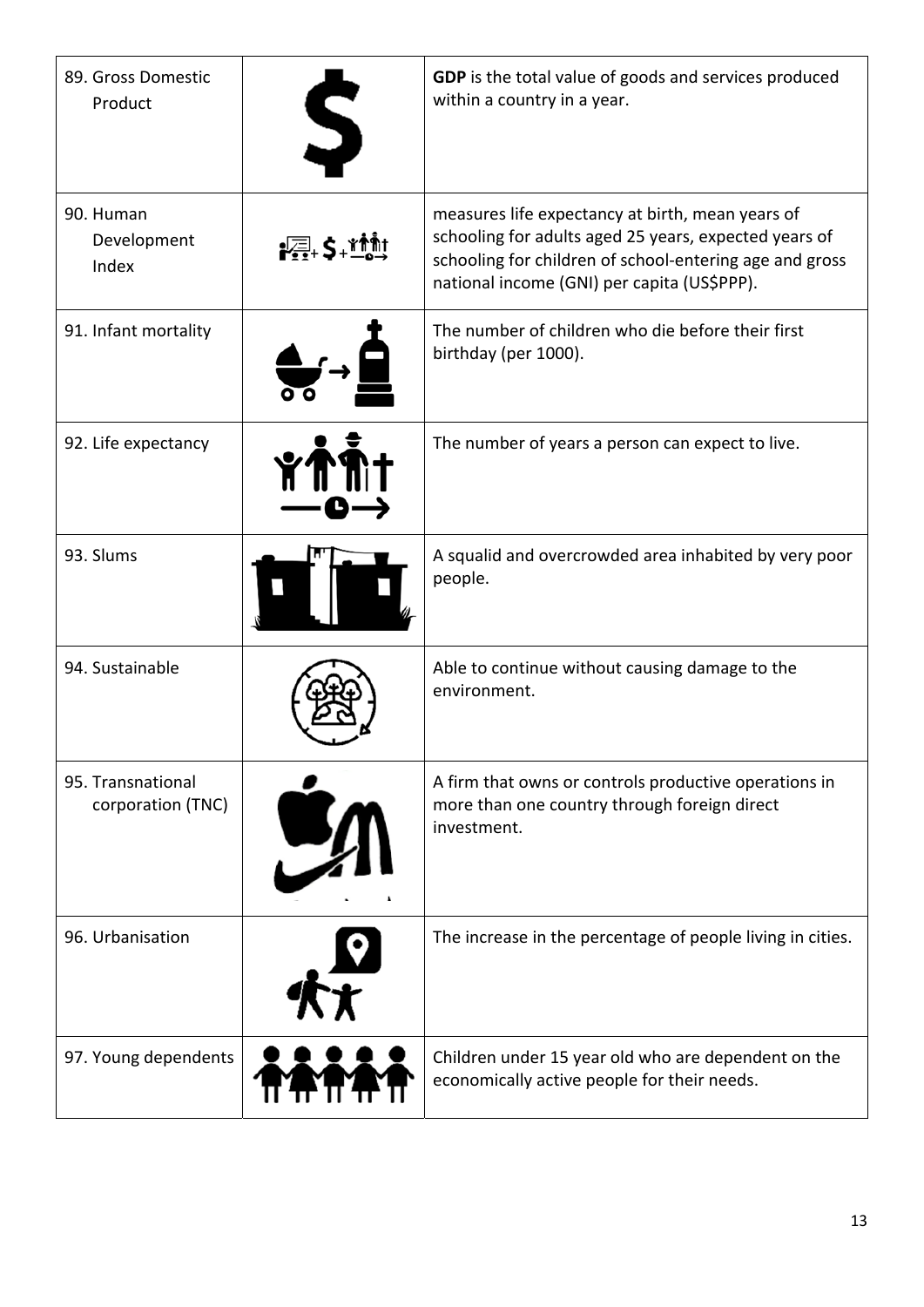| | | |
|---|---|---|
| 89. Gross Domestic Product | | **GDP** is the total value of goods and services produced within a country in a year. |
| 90. Human Development Index | | measures life expectancy at birth, mean years of schooling for adults aged 25 years, expected years of schooling for children of school-entering age and gross national income (GNI) per capita (US$PPP). |
| 91. Infant mortality | | The number of children who die before their first birthday (per 1000). |
| 92. Life expectancy | | The number of years a person can expect to live. |
| 93. Slums | | A squalid and overcrowded area inhabited by very poor people. |
| 94. Sustainable | | Able to continue without causing damage to the environment. |
| 95. Transnational corporation (TNC) | | A firm that owns or controls productive operations in more than one country through foreign direct investment. |
| 96. Urbanisation | | The increase in the percentage of people living in cities. |
| 97. Young dependents | | Children under 15 year old who are dependent on the economically active people for their needs. |